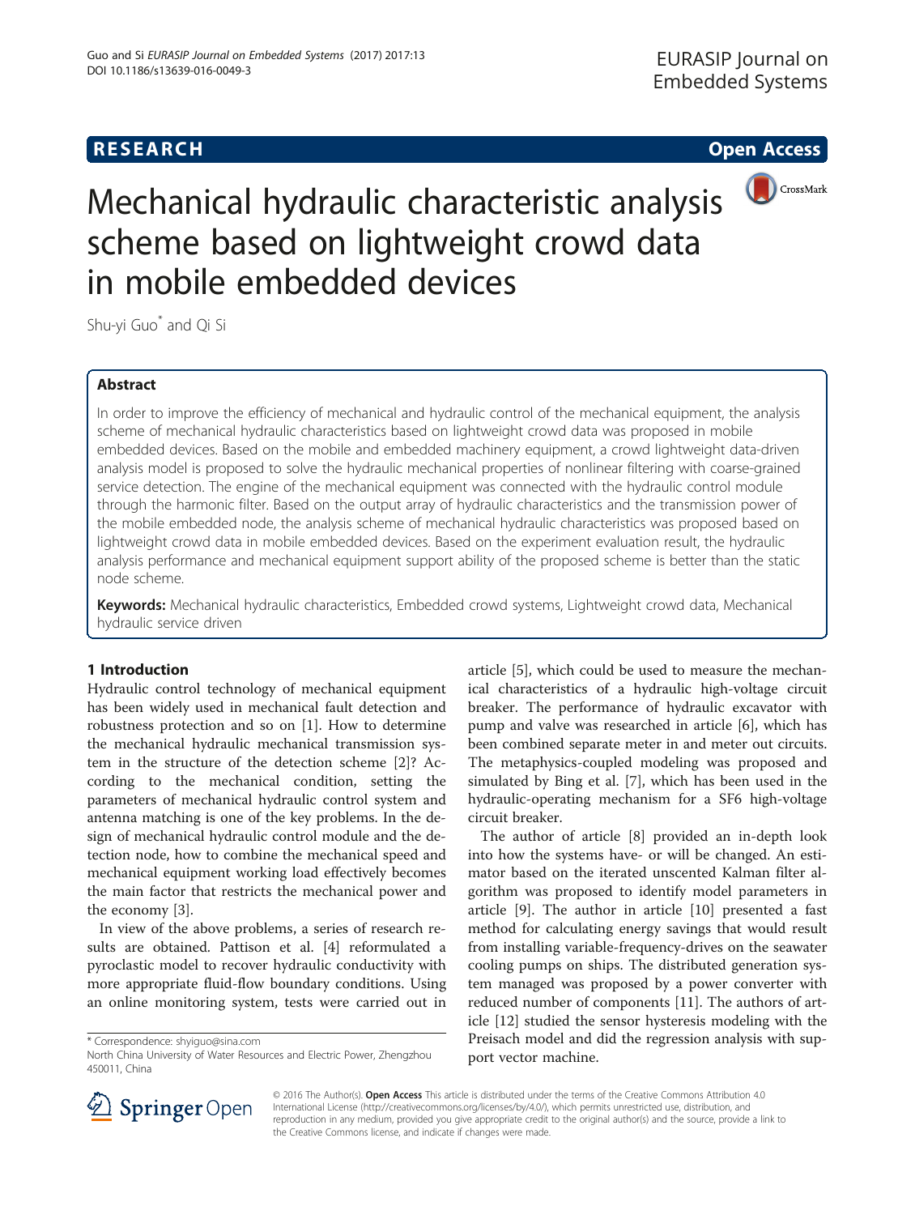RESEARCH Open Access

# Mechanical hydraulic characteristic analysis scheme based on lightweight crowd data in mobile embedded devices

Shu-yi Guo[*] and Qi Si

## Abstract

In order to improve the efficiency of mechanical and hydraulic control of the mechanical equipment, the analysis scheme of mechanical hydraulic characteristics based on lightweight crowd data was proposed in mobile embedded devices. Based on the mobile and embedded machinery equipment, a crowd lightweight data-driven analysis model is proposed to solve the hydraulic mechanical properties of nonlinear filtering with coarse-grained service detection. The engine of the mechanical equipment was connected with the hydraulic control module through the harmonic filter. Based on the output array of hydraulic characteristics and the transmission power of the mobile embedded node, the analysis scheme of mechanical hydraulic characteristics was proposed based on lightweight crowd data in mobile embedded devices. Based on the experiment evaluation result, the hydraulic analysis performance and mechanical equipment support ability of the proposed scheme is better than the static node scheme.

**Keywords:** Mechanical hydraulic characteristics, Embedded crowd systems, Lightweight crowd data, Mechanical hydraulic service driven

## 1 Introduction

Hydraulic control technology of mechanical equipment has been widely used in mechanical fault detection and robustness protection and so on [1]. How to determine the mechanical hydraulic mechanical transmission system in the structure of the detection scheme [2]? According to the mechanical condition, setting the parameters of mechanical hydraulic control system and antenna matching is one of the key problems. In the design of mechanical hydraulic control module and the detection node, how to combine the mechanical speed and mechanical equipment working load effectively becomes the main factor that restricts the mechanical power and the economy [3].

In view of the above problems, a series of research results are obtained. Pattison et al. [4] reformulated a pyroclastic model to recover hydraulic conductivity with more appropriate fluid-flow boundary conditions. Using an online monitoring system, tests were carried out in article [5], which could be used to measure the mechanical characteristics of a hydraulic high-voltage circuit breaker. The performance of hydraulic excavator with pump and valve was researched in article [6], which has been combined separate meter in and meter out circuits. The metaphysics-coupled modeling was proposed and simulated by Bing et al. [7], which has been used in the hydraulic-operating mechanism for a SF6 high-voltage circuit breaker.

The author of article [8] provided an in-depth look into how the systems have- or will be changed. An estimator based on the iterated unscented Kalman filter algorithm was proposed to identify model parameters in article [9]. The author in article [10] presented a fast method for calculating energy savings that would result from installing variable-frequency-drives on the seawater cooling pumps on ships. The distributed generation system managed was proposed by a power converter with reduced number of components [11]. The authors of article [12] studied the sensor hysteresis modeling with the Preisach model and did the regression analysis with support vector machine.

* Correspondence: shyiguo@sina.com
North China University of Water Resources and Electric Power, Zhengzhou 450011, China

© 2016 The Author(s). **Open Access** This article is distributed under the terms of the Creative Commons Attribution 4.0 International License (http://creativecommons.org/licenses/by/4.0/), which permits unrestricted use, distribution, and reproduction in any medium, provided you give appropriate credit to the original author(s) and the source, provide a link to the Creative Commons license, and indicate if changes were made.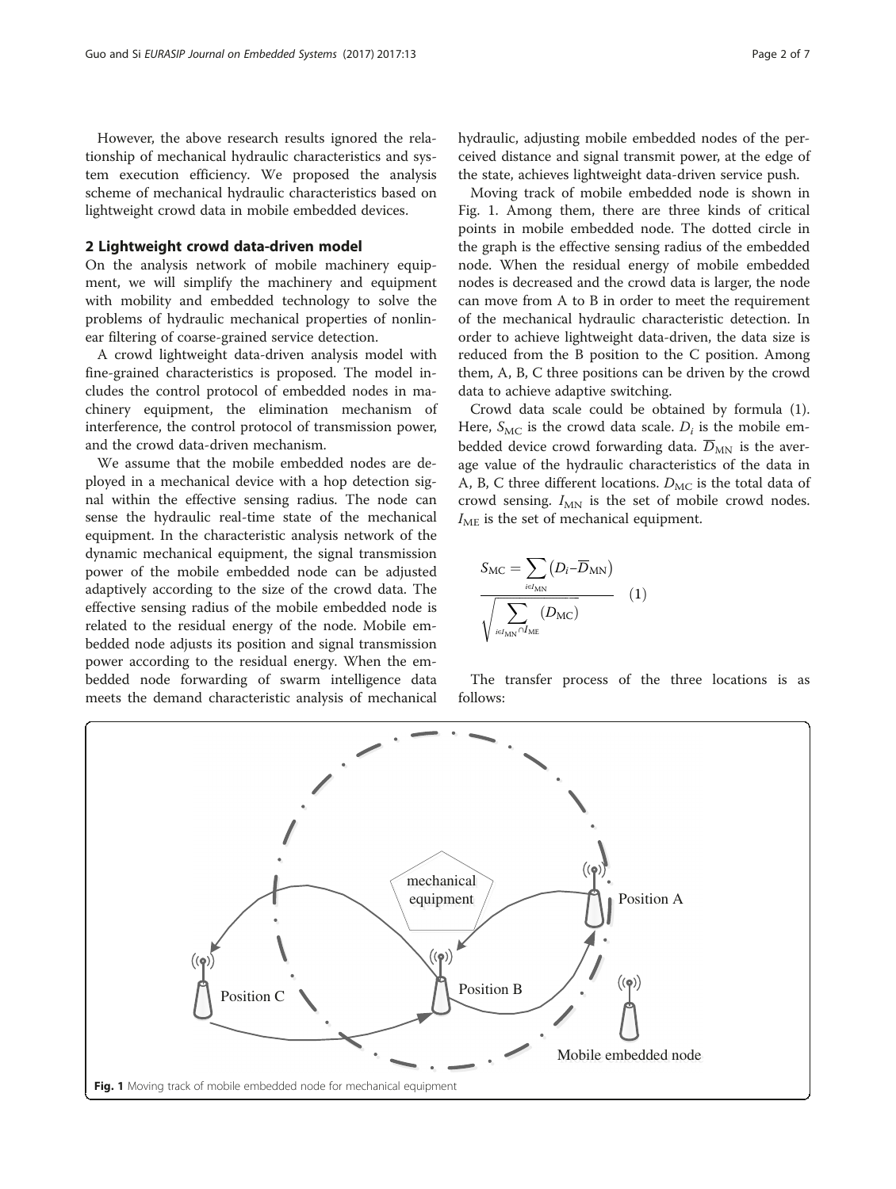However, the above research results ignored the relationship of mechanical hydraulic characteristics and system execution efficiency. We proposed the analysis scheme of mechanical hydraulic characteristics based on lightweight crowd data in mobile embedded devices.

## 2 Lightweight crowd data-driven model

On the analysis network of mobile machinery equipment, we will simplify the machinery and equipment with mobility and embedded technology to solve the problems of hydraulic mechanical properties of nonlinear filtering of coarse-grained service detection.

A crowd lightweight data-driven analysis model with fine-grained characteristics is proposed. The model includes the control protocol of embedded nodes in machinery equipment, the elimination mechanism of interference, the control protocol of transmission power, and the crowd data-driven mechanism.

We assume that the mobile embedded nodes are deployed in a mechanical device with a hop detection signal within the effective sensing radius. The node can sense the hydraulic real-time state of the mechanical equipment. In the characteristic analysis network of the dynamic mechanical equipment, the signal transmission power of the mobile embedded node can be adjusted adaptively according to the size of the crowd data. The effective sensing radius of the mobile embedded node is related to the residual energy of the node. Mobile embedded node adjusts its position and signal transmission power according to the residual energy. When the embedded node forwarding of swarm intelligence data meets the demand characteristic analysis of mechanical hydraulic, adjusting mobile embedded nodes of the perceived distance and signal transmit power, at the edge of the state, achieves lightweight data-driven service push.

Moving track of mobile embedded node is shown in Fig. 1. Among them, there are three kinds of critical points in mobile embedded node. The dotted circle in the graph is the effective sensing radius of the embedded node. When the residual energy of mobile embedded nodes is decreased and the crowd data is larger, the node can move from A to B in order to meet the requirement of the mechanical hydraulic characteristic detection. In order to achieve lightweight data-driven, the data size is reduced from the B position to the C position. Among them, A, B, C three positions can be driven by the crowd data to achieve adaptive switching.

Crowd data scale could be obtained by formula (1). Here, $S_{\mathrm{MC}}$ is the crowd data scale. $D_i$ is the mobile embedded device crowd forwarding data. $\overline{D}_{\mathrm{MN}}$ is the average value of the hydraulic characteristics of the data in A, B, C three different locations. $D_{\mathrm{MC}}$ is the total data of crowd sensing. $I_{\mathrm{MN}}$ is the set of mobile crowd nodes. $I_{\mathrm{ME}}$ is the set of mechanical equipment.

$$\frac{S_{\mathrm{MC}} = \sum_{i \in I_{\mathrm{MN}}} \left(D_i - \overline{D}_{\mathrm{MN}}\right)}{\sqrt{\sum_{i \in I_{\mathrm{MN}} \cap I_{\mathrm{ME}}} \left(D_{\mathrm{MC}}\right)}} \tag{1}$$

The transfer process of the three locations is as follows:

Fig. 1 Moving track of mobile embedded node for mechanical equipment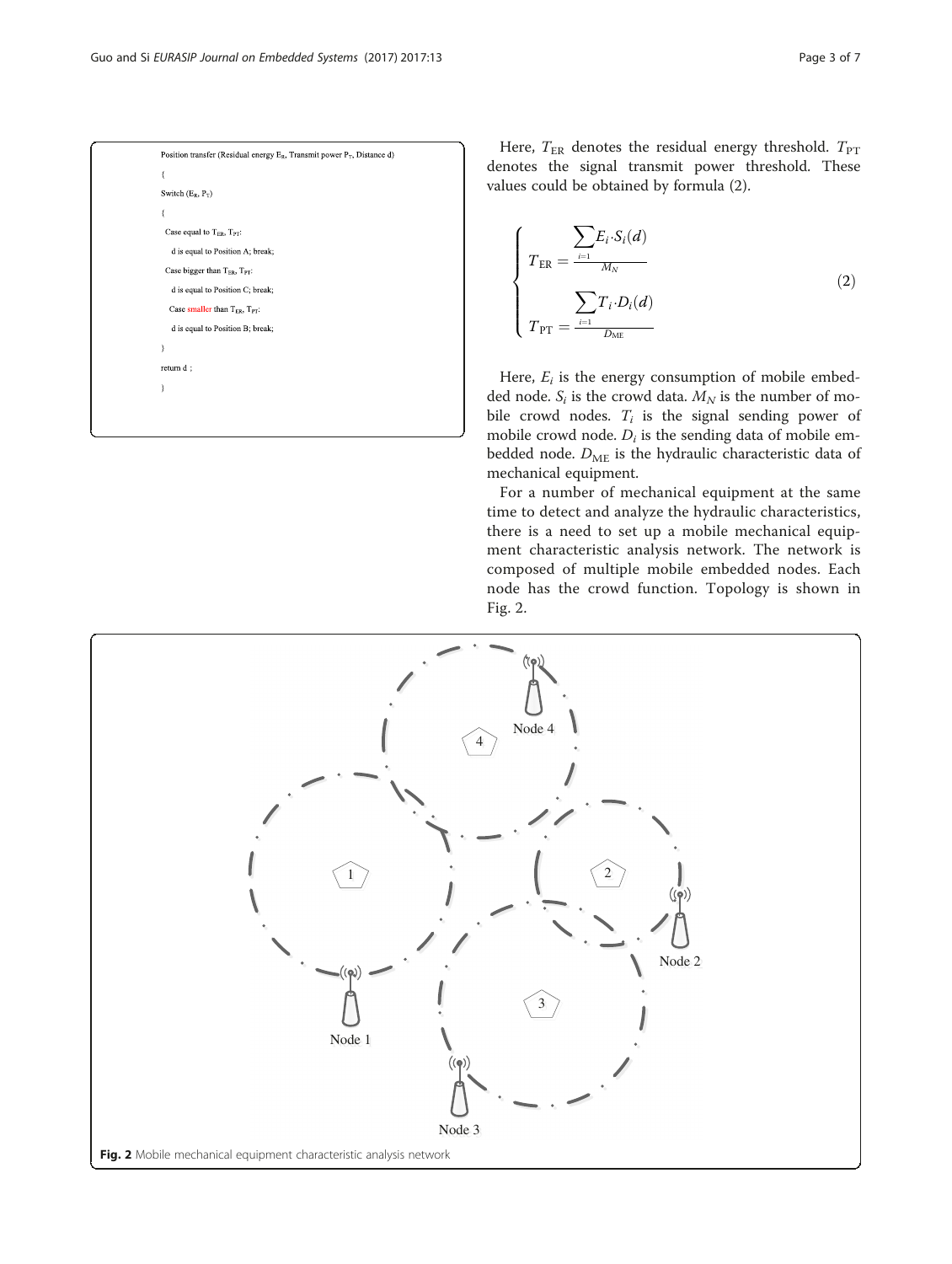```
Position transfer (Residual energy E_R, Transmit power P_T, Distance d)
{
Switch (E_R, P_T)
{
 Case equal to T_ER, T_PT:
   d is equal to Position A; break;
 Case bigger than T_ER, T_PT:
   d is equal to Position C; break;
 Case smaller than T_ER, T_PT:
   d is equal to Position B; break;
}
return d ;
}
```

Here, $T_{\mathrm{ER}}$ denotes the residual energy threshold. $T_{\mathrm{PT}}$ denotes the signal transmit power threshold. These values could be obtained by formula (2).

$$
\begin{cases}
T_{\mathrm{ER}} = \dfrac{\sum\limits_{i=1} E_i \cdot S_i(d)}{M_N} \\
T_{\mathrm{PT}} = \dfrac{\sum\limits_{i=1} T_i \cdot D_i(d)}{D_{\mathrm{ME}}}
\end{cases}
\tag{2}
$$

Here, $E_i$ is the energy consumption of mobile embedded node. $S_i$ is the crowd data. $M_N$ is the number of mobile crowd nodes. $T_i$ is the signal sending power of mobile crowd node. $D_i$ is the sending data of mobile embedded node. $D_{\mathrm{ME}}$ is the hydraulic characteristic data of mechanical equipment.

For a number of mechanical equipment at the same time to detect and analyze the hydraulic characteristics, there is a need to set up a mobile mechanical equipment characteristic analysis network. The network is composed of multiple mobile embedded nodes. Each node has the crowd function. Topology is shown in Fig. 2.

**Fig. 2** Mobile mechanical equipment characteristic analysis network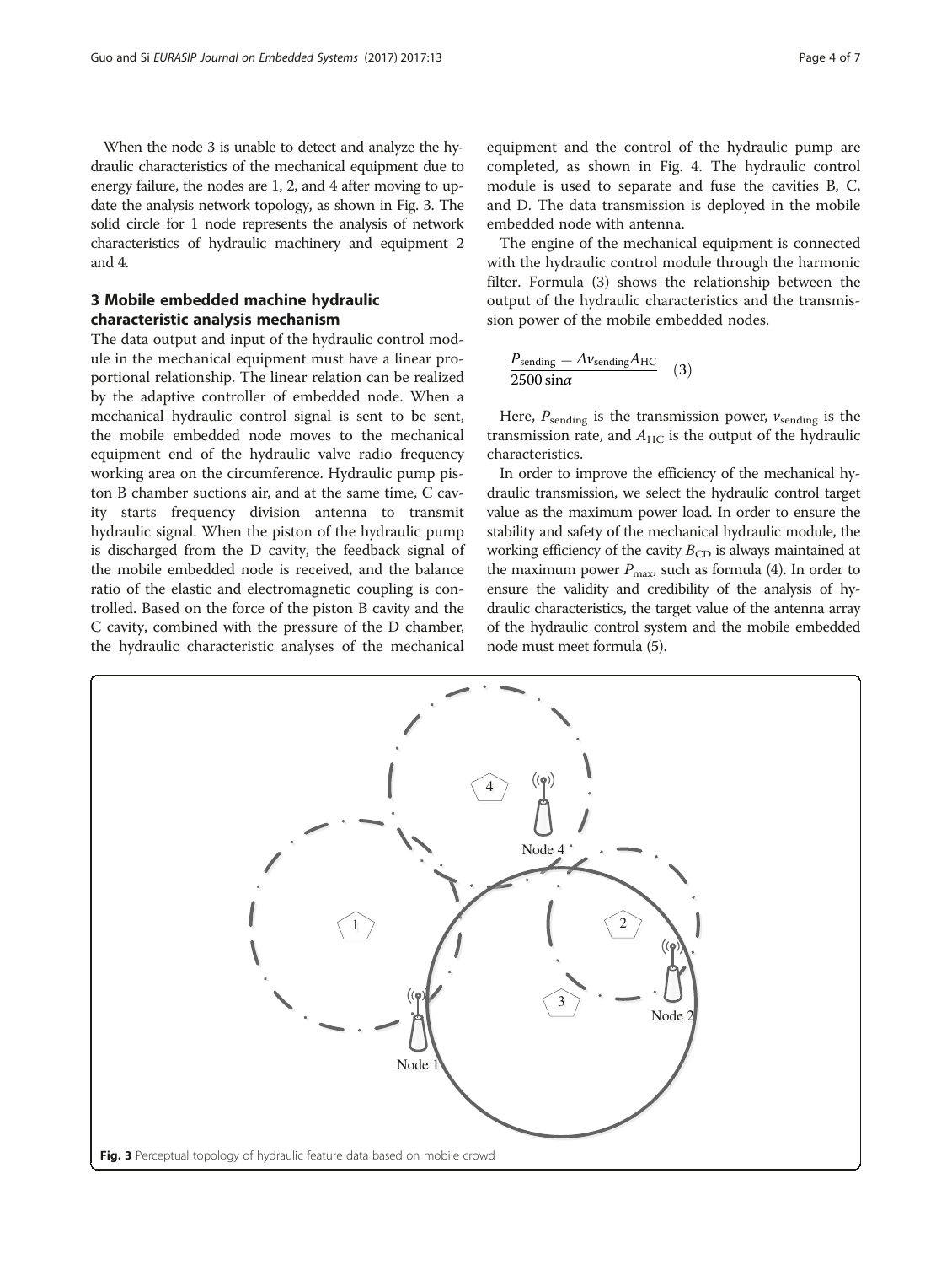When the node 3 is unable to detect and analyze the hydraulic characteristics of the mechanical equipment due to energy failure, the nodes are 1, 2, and 4 after moving to update the analysis network topology, as shown in Fig. 3. The solid circle for 1 node represents the analysis of network characteristics of hydraulic machinery and equipment 2 and 4.

## 3 Mobile embedded machine hydraulic characteristic analysis mechanism

The data output and input of the hydraulic control module in the mechanical equipment must have a linear proportional relationship. The linear relation can be realized by the adaptive controller of embedded node. When a mechanical hydraulic control signal is sent to be sent, the mobile embedded node moves to the mechanical equipment end of the hydraulic valve radio frequency working area on the circumference. Hydraulic pump piston B chamber suctions air, and at the same time, C cavity starts frequency division antenna to transmit hydraulic signal. When the piston of the hydraulic pump is discharged from the D cavity, the feedback signal of the mobile embedded node is received, and the balance ratio of the elastic and electromagnetic coupling is controlled. Based on the force of the piston B cavity and the C cavity, combined with the pressure of the D chamber, the hydraulic characteristic analyses of the mechanical equipment and the control of the hydraulic pump are completed, as shown in Fig. 4. The hydraulic control module is used to separate and fuse the cavities B, C, and D. The data transmission is deployed in the mobile embedded node with antenna.

The engine of the mechanical equipment is connected with the hydraulic control module through the harmonic filter. Formula (3) shows the relationship between the output of the hydraulic characteristics and the transmission power of the mobile embedded nodes.

$$\frac{P_{\text{sending}} = \Delta v_{\text{sending}} A_{\text{HC}}}{2500 \sin\alpha} \quad (3)$$

Here, $P_{\text{sending}}$ is the transmission power, $v_{\text{sending}}$ is the transmission rate, and $A_{\text{HC}}$ is the output of the hydraulic characteristics.

In order to improve the efficiency of the mechanical hydraulic transmission, we select the hydraulic control target value as the maximum power load. In order to ensure the stability and safety of the mechanical hydraulic module, the working efficiency of the cavity $B_{\text{CD}}$ is always maintained at the maximum power $P_{\max}$, such as formula (4). In order to ensure the validity and credibility of the analysis of hydraulic characteristics, the target value of the antenna array of the hydraulic control system and the mobile embedded node must meet formula (5).

**Fig. 3** Perceptual topology of hydraulic feature data based on mobile crowd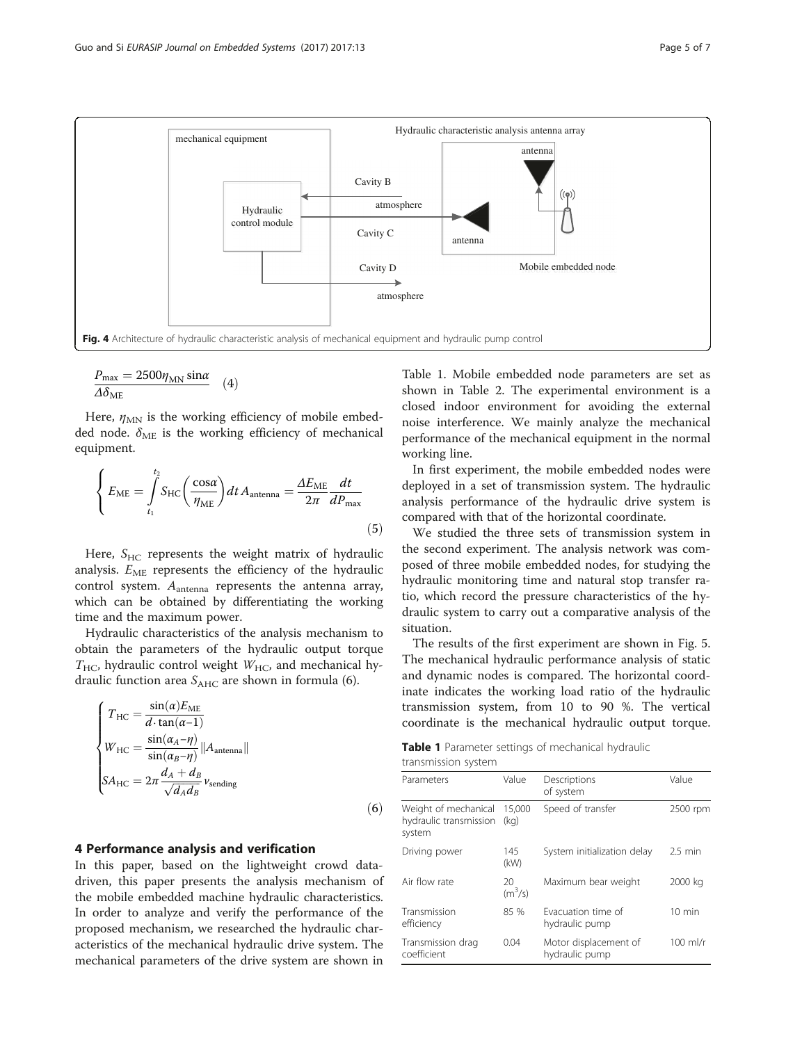Fig. 4 Architecture of hydraulic characteristic analysis of mechanical equipment and hydraulic pump control

$$\frac{P_{\max} = 2500\eta_{\mathrm{MN}}\sin\alpha}{\Delta\delta_{\mathrm{ME}}} \quad (4)$$

Here, $\eta_{\mathrm{MN}}$ is the working efficiency of mobile embedded node. $\delta_{\mathrm{ME}}$ is the working efficiency of mechanical equipment.

$$\begin{cases} E_{\mathrm{ME}} = \int_{t_1}^{t_2} S_{\mathrm{HC}}\left(\frac{\cos\alpha}{\eta_{\mathrm{ME}}}\right) dt\, A_{\mathrm{antenna}} = \frac{\Delta E_{\mathrm{ME}}}{2\pi}\frac{dt}{dP_{\max}} \end{cases} \quad (5)$$

Here, $S_{\mathrm{HC}}$ represents the weight matrix of hydraulic analysis. $E_{\mathrm{ME}}$ represents the efficiency of the hydraulic control system. $A_{\mathrm{antenna}}$ represents the antenna array, which can be obtained by differentiating the working time and the maximum power.

Hydraulic characteristics of the analysis mechanism to obtain the parameters of the hydraulic output torque $T_{\mathrm{HC}}$, hydraulic control weight $W_{\mathrm{HC}}$, and mechanical hydraulic function area $S_{\mathrm{AHC}}$ are shown in formula (6).

$$\begin{cases} T_{\mathrm{HC}} = \frac{\sin(\alpha)E_{\mathrm{ME}}}{d \cdot \tan(\alpha - 1)} \\ W_{\mathrm{HC}} = \frac{\sin(\alpha_A - \eta)}{\sin(\alpha_B - \eta)}\|A_{\mathrm{antenna}}\| \\ SA_{\mathrm{HC}} = 2\pi\frac{d_A + d_B}{\sqrt{d_A d_B}}v_{\mathrm{sending}} \end{cases} \quad (6)$$

## 4 Performance analysis and verification

In this paper, based on the lightweight crowd data-driven, this paper presents the analysis mechanism of the mobile embedded machine hydraulic characteristics. In order to analyze and verify the performance of the proposed mechanism, we researched the hydraulic characteristics of the mechanical hydraulic drive system. The mechanical parameters of the drive system are shown in Table 1. Mobile embedded node parameters are set as shown in Table 2. The experimental environment is a closed indoor environment for avoiding the external noise interference. We mainly analyze the mechanical performance of the mechanical equipment in the normal working line.

In first experiment, the mobile embedded nodes were deployed in a set of transmission system. The hydraulic analysis performance of the hydraulic drive system is compared with that of the horizontal coordinate.

We studied the three sets of transmission system in the second experiment. The analysis network was composed of three mobile embedded nodes, for studying the hydraulic monitoring time and natural stop transfer ratio, which record the pressure characteristics of the hydraulic system to carry out a comparative analysis of the situation.

The results of the first experiment are shown in Fig. 5. The mechanical hydraulic performance analysis of static and dynamic nodes is compared. The horizontal coordinate indicates the working load ratio of the hydraulic transmission system, from 10 to 90 %. The vertical coordinate is the mechanical hydraulic output torque.

**Table 1** Parameter settings of mechanical hydraulic transmission system

| Parameters | Value | Descriptions of system | Value |
|---|---|---|---|
| Weight of mechanical hydraulic transmission system | 15,000 (kg) | Speed of transfer | 2500 rpm |
| Driving power | 145 (kW) | System initialization delay | 2.5 min |
| Air flow rate | 20 ($m^3$/s) | Maximum bear weight | 2000 kg |
| Transmission efficiency | 85 % | Evacuation time of hydraulic pump | 10 min |
| Transmission drag coefficient | 0.04 | Motor displacement of hydraulic pump | 100 ml/r |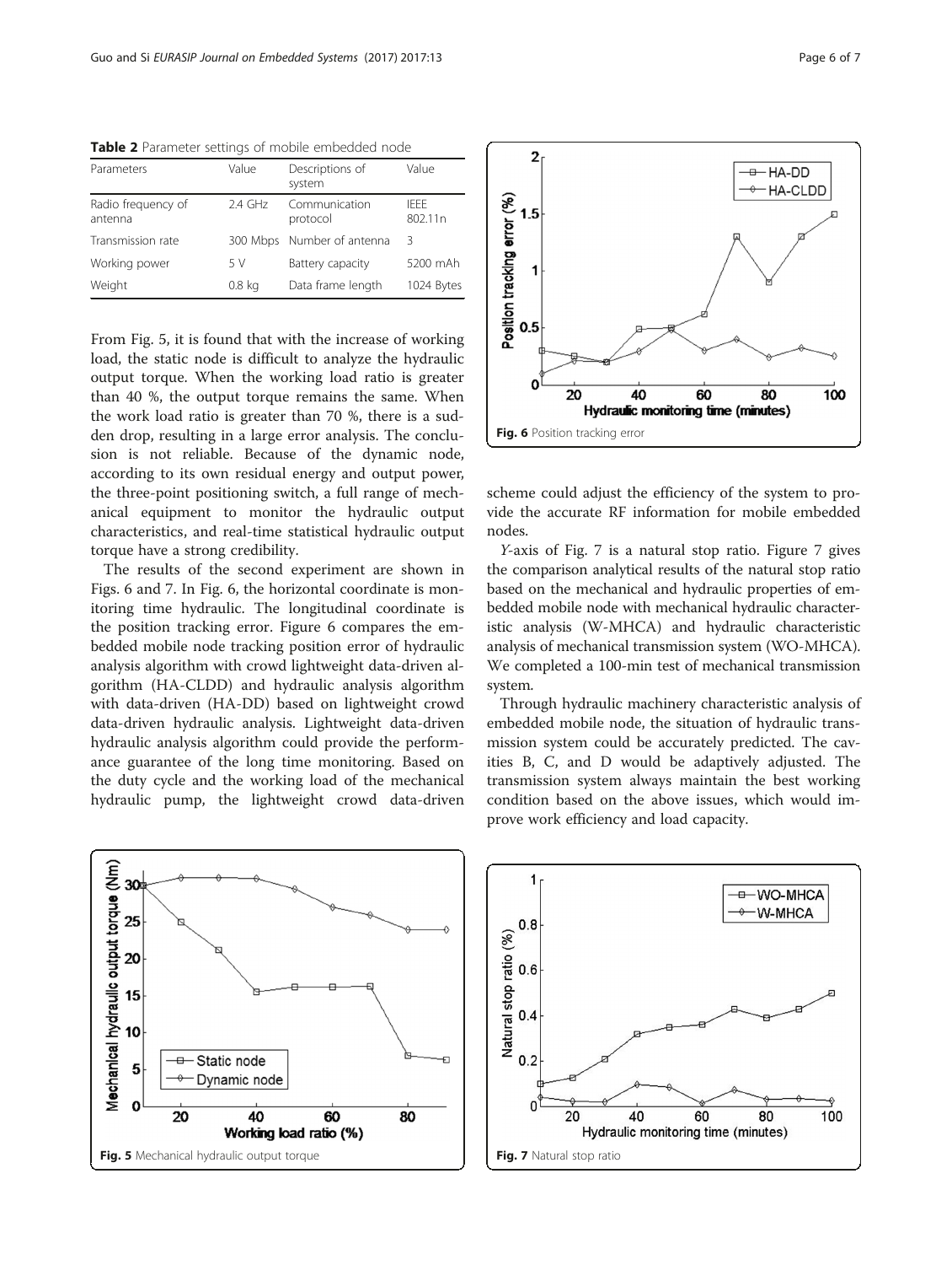**Table 2** Parameter settings of mobile embedded node

| Parameters | Value | Descriptions of system | Value |
|---|---|---|---|
| Radio frequency of antenna | 2.4 GHz | Communication protocol | IEEE 802.11n |
| Transmission rate | 300 Mbps | Number of antenna | 3 |
| Working power | 5 V | Battery capacity | 5200 mAh |
| Weight | 0.8 kg | Data frame length | 1024 Bytes |

From Fig. 5, it is found that with the increase of working load, the static node is difficult to analyze the hydraulic output torque. When the working load ratio is greater than 40 %, the output torque remains the same. When the work load ratio is greater than 70 %, there is a sudden drop, resulting in a large error analysis. The conclusion is not reliable. Because of the dynamic node, according to its own residual energy and output power, the three-point positioning switch, a full range of mechanical equipment to monitor the hydraulic output characteristics, and real-time statistical hydraulic output torque have a strong credibility.

The results of the second experiment are shown in Figs. 6 and 7. In Fig. 6, the horizontal coordinate is monitoring time hydraulic. The longitudinal coordinate is the position tracking error. Figure 6 compares the embedded mobile node tracking position error of hydraulic analysis algorithm with crowd lightweight data-driven algorithm (HA-CLDD) and hydraulic analysis algorithm with data-driven (HA-DD) based on lightweight crowd data-driven hydraulic analysis. Lightweight data-driven hydraulic analysis algorithm could provide the performance guarantee of the long time monitoring. Based on the duty cycle and the working load of the mechanical hydraulic pump, the lightweight crowd data-driven scheme could adjust the efficiency of the system to provide the accurate RF information for mobile embedded nodes.

**Fig. 6** Position tracking error

*Y*-axis of Fig. 7 is a natural stop ratio. Figure 7 gives the comparison analytical results of the natural stop ratio based on the mechanical and hydraulic properties of embedded mobile node with mechanical hydraulic characteristic analysis (W-MHCA) and hydraulic characteristic analysis of mechanical transmission system (WO-MHCA). We completed a 100-min test of mechanical transmission system.

Through hydraulic machinery characteristic analysis of embedded mobile node, the situation of hydraulic transmission system could be accurately predicted. The cavities B, C, and D would be adaptively adjusted. The transmission system always maintain the best working condition based on the above issues, which would improve work efficiency and load capacity.

**Fig. 5** Mechanical hydraulic output torque

**Fig. 7** Natural stop ratio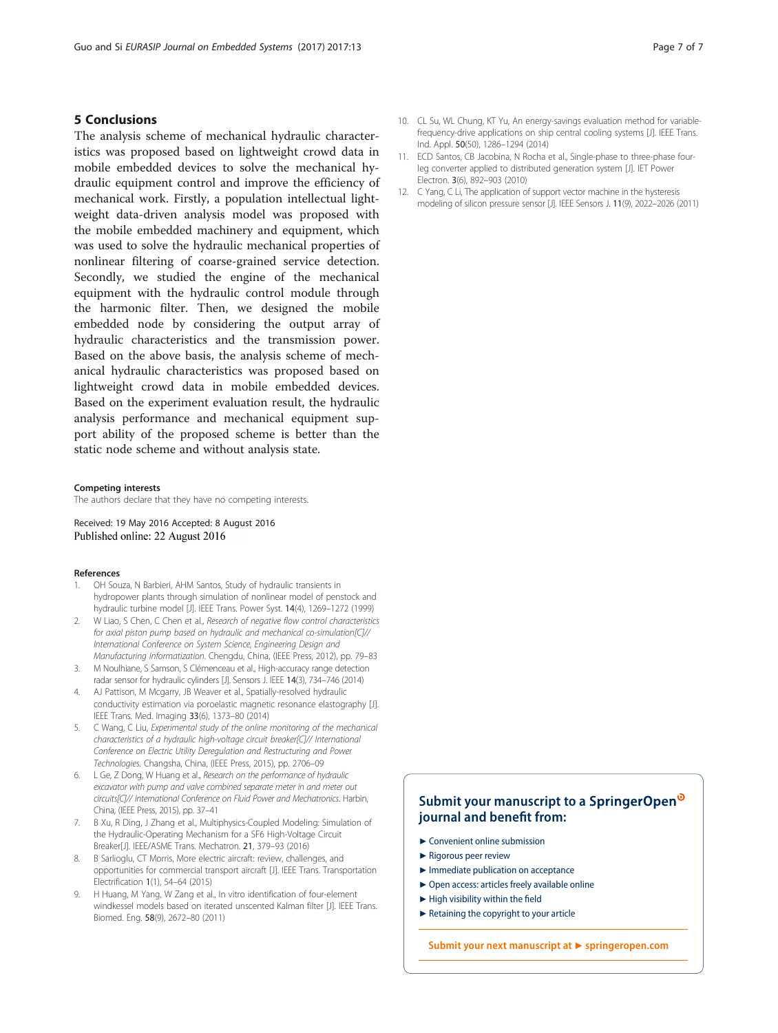## 5 Conclusions

The analysis scheme of mechanical hydraulic characteristics was proposed based on lightweight crowd data in mobile embedded devices to solve the mechanical hydraulic equipment control and improve the efficiency of mechanical work. Firstly, a population intellectual lightweight data-driven analysis model was proposed with the mobile embedded machinery and equipment, which was used to solve the hydraulic mechanical properties of nonlinear filtering of coarse-grained service detection. Secondly, we studied the engine of the mechanical equipment with the hydraulic control module through the harmonic filter. Then, we designed the mobile embedded node by considering the output array of hydraulic characteristics and the transmission power. Based on the above basis, the analysis scheme of mechanical hydraulic characteristics was proposed based on lightweight crowd data in mobile embedded devices. Based on the experiment evaluation result, the hydraulic analysis performance and mechanical equipment support ability of the proposed scheme is better than the static node scheme and without analysis state.

#### Competing interests

The authors declare that they have no competing interests.

Received: 19 May 2016 Accepted: 8 August 2016
Published online: 22 August 2016

#### References

1. OH Souza, N Barbieri, AHM Santos, Study of hydraulic transients in hydropower plants through simulation of nonlinear model of penstock and hydraulic turbine model [J]. IEEE Trans. Power Syst. **14**(4), 1269–1272 (1999)
2. W Liao, S Chen, C Chen et al., *Research of negative flow control characteristics for axial piston pump based on hydraulic and mechanical co-simulation[C]// International Conference on System Science, Engineering Design and Manufacturing Informatization*. Chengdu, China, (IEEE Press, 2012), pp. 79–83
3. M Noulhiane, S Samson, S Clémenceau et al., High-accuracy range detection radar sensor for hydraulic cylinders [J]. Sensors J. IEEE **14**(3), 734–746 (2014)
4. AJ Pattison, M Mcgarry, JB Weaver et al., Spatially-resolved hydraulic conductivity estimation via poroelastic magnetic resonance elastography [J]. IEEE Trans. Med. Imaging **33**(6), 1373–80 (2014)
5. C Wang, C Liu, *Experimental study of the online monitoring of the mechanical characteristics of a hydraulic high-voltage circuit breaker[C]// International Conference on Electric Utility Deregulation and Restructuring and Power Technologies*. Changsha, China, (IEEE Press, 2015), pp. 2706–09
6. L Ge, Z Dong, W Huang et al., *Research on the performance of hydraulic excavator with pump and valve combined separate meter in and meter out circuits[C]// International Conference on Fluid Power and Mechatronics*. Harbin, China, (IEEE Press, 2015), pp. 37–41
7. B Xu, R Ding, J Zhang et al., Multiphysics-Coupled Modeling: Simulation of the Hydraulic-Operating Mechanism for a SF6 High-Voltage Circuit Breaker[J]. IEEE/ASME Trans. Mechatron. **21**, 379–93 (2016)
8. B Sarlioglu, CT Morris, More electric aircraft: review, challenges, and opportunities for commercial transport aircraft [J]. IEEE Trans. Transportation Electrification **1**(1), 54–64 (2015)
9. H Huang, M Yang, W Zang et al., In vitro identification of four-element windkessel models based on iterated unscented Kalman filter [J]. IEEE Trans. Biomed. Eng. **58**(9), 2672–80 (2011)
10. CL Su, WL Chung, KT Yu, An energy-savings evaluation method for variable-frequency-drive applications on ship central cooling systems [J]. IEEE Trans. Ind. Appl. **50**(50), 1286–1294 (2014)
11. ECD Santos, CB Jacobina, N Rocha et al., Single-phase to three-phase four-leg converter applied to distributed generation system [J]. IET Power Electron. **3**(6), 892–903 (2010)
12. C Yang, C Li, The application of support vector machine in the hysteresis modeling of silicon pressure sensor [J]. IEEE Sensors J. **11**(9), 2022–2026 (2011)

**Submit your manuscript to a SpringerOpen journal and benefit from:**

- ► Convenient online submission
- ► Rigorous peer review
- ► Immediate publication on acceptance
- ► Open access: articles freely available online
- ► High visibility within the field
- ► Retaining the copyright to your article

**Submit your next manuscript at ► springeropen.com**